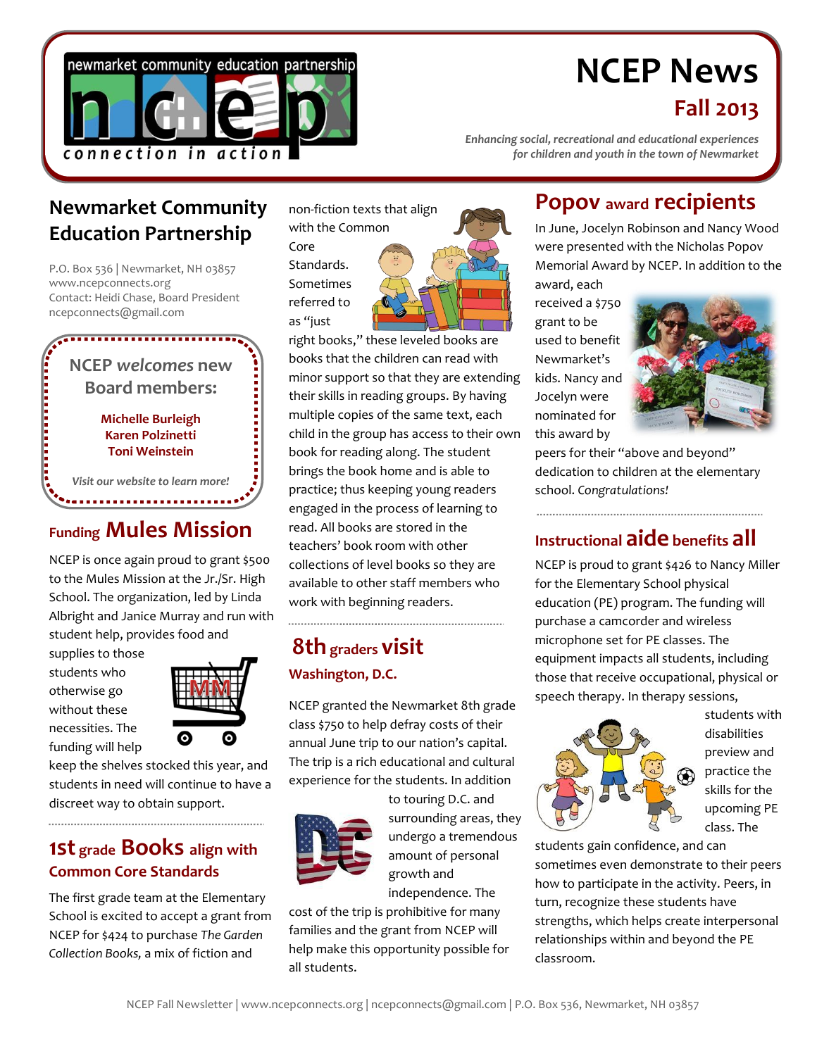# NCEP News

## Fall 2013

*Enhancing social, recreational and educational experiences for children and youth in the town of Newmarket*

newmarket community education partnership

connection in action

## Newmarket Community Education Partnership

P.O. Box 536 | Newmarket, NH 03857
www.ncepconnects.org
Contact: Heidi Chase, Board President
ncepconnects@gmail.com

### NCEP *welcomes* new Board members:

**Michelle Burleigh**
**Karen Polzinetti**
**Toni Weinstein**

*Visit our website to learn more!*

## Funding Mules Mission

NCEP is once again proud to grant $500 to the Mules Mission at the Jr./Sr. High School. The organization, led by Linda Albright and Janice Murray and run with student help, provides food and supplies to those students who otherwise go without these necessities. The funding will help keep the shelves stocked this year, and students in need will continue to have a discreet way to obtain support.

## 1st grade Books align with Common Core Standards

The first grade team at the Elementary School is excited to accept a grant from NCEP for $424 to purchase *The Garden Collection Books,* a mix of fiction and non-fiction texts that align with the Common Core Standards. Sometimes referred to as "just right books," these leveled books are books that the children can read with minor support so that they are extending their skills in reading groups. By having multiple copies of the same text, each child in the group has access to their own book for reading along. The student brings the book home and is able to practice; thus keeping young readers engaged in the process of learning to read. All books are stored in the teachers' book room with other collections of level books so they are available to other staff members who work with beginning readers.

## 8th graders visit Washington, D.C.

NCEP granted the Newmarket 8th grade class $750 to help defray costs of their annual June trip to our nation's capital. The trip is a rich educational and cultural experience for the students. In addition to touring D.C. and surrounding areas, they undergo a tremendous amount of personal growth and independence. The cost of the trip is prohibitive for many families and the grant from NCEP will help make this opportunity possible for all students.

## Popov award recipients

In June, Jocelyn Robinson and Nancy Wood were presented with the Nicholas Popov Memorial Award by NCEP. In addition to the award, each received a $750 grant to be used to benefit Newmarket's kids. Nancy and Jocelyn were nominated for this award by peers for their "above and beyond" dedication to children at the elementary school. *Congratulations!*

## Instructional aide benefits all

NCEP is proud to grant $426 to Nancy Miller for the Elementary School physical education (PE) program. The funding will purchase a camcorder and wireless microphone set for PE classes. The equipment impacts all students, including those that receive occupational, physical or speech therapy. In therapy sessions, students with disabilities preview and practice the skills for the upcoming PE class. The students gain confidence, and can sometimes even demonstrate to their peers how to participate in the activity. Peers, in turn, recognize these students have strengths, which helps create interpersonal relationships within and beyond the PE classroom.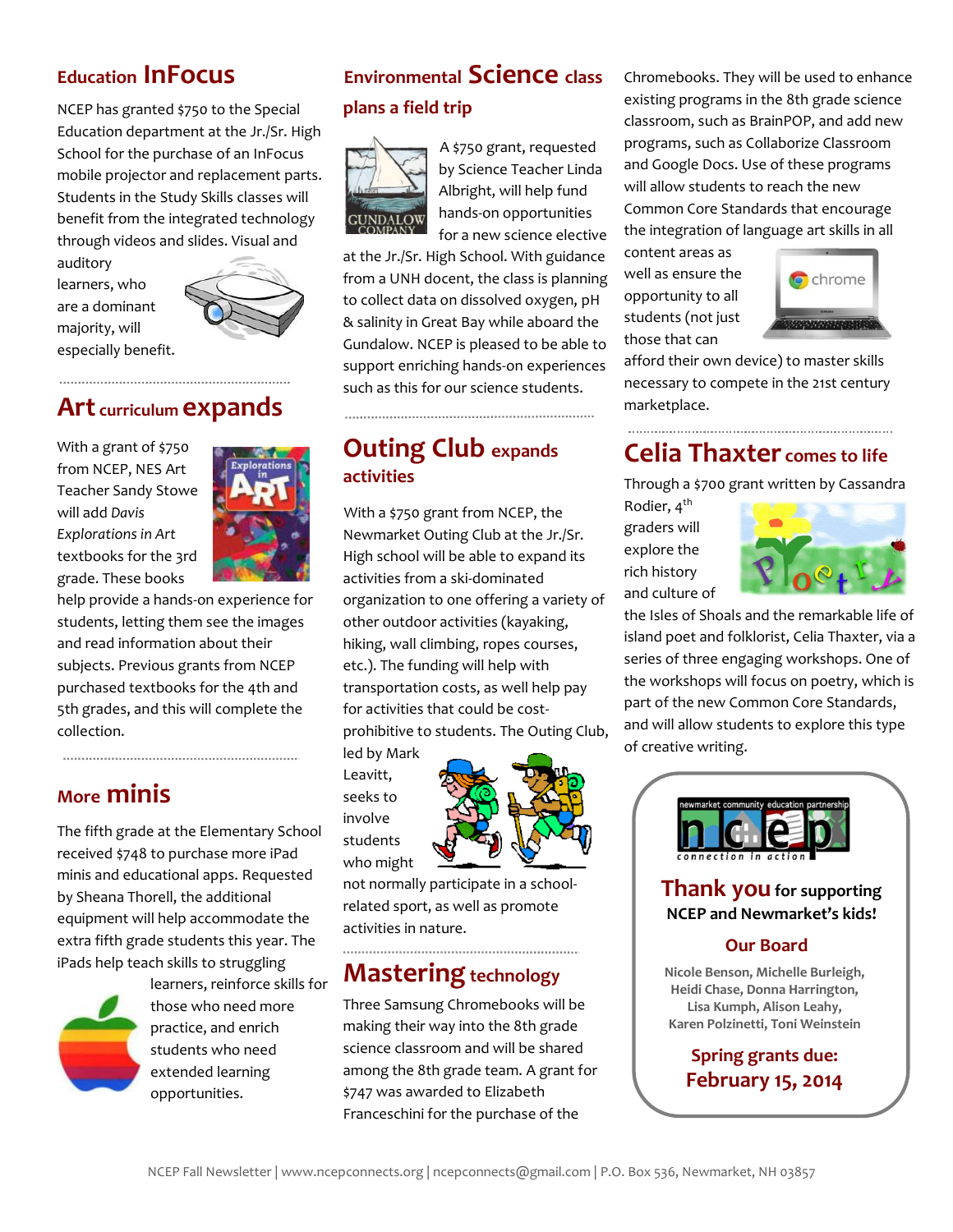## Education InFocus

NCEP has granted $750 to the Special Education department at the Jr./Sr. High School for the purchase of an InFocus mobile projector and replacement parts. Students in the Study Skills classes will benefit from the integrated technology through videos and slides. Visual and auditory learners, who are a dominant majority, will especially benefit.

## Art curriculum expands

With a grant of $750 from NCEP, NES Art Teacher Sandy Stowe will add *Davis Explorations in Art* textbooks for the 3rd grade. These books help provide a hands-on experience for students, letting them see the images and read information about their subjects. Previous grants from NCEP purchased textbooks for the 4th and 5th grades, and this will complete the collection.

## More minis

The fifth grade at the Elementary School received $748 to purchase more iPad minis and educational apps. Requested by Sheana Thorell, the additional equipment will help accommodate the extra fifth grade students this year. The iPads help teach skills to struggling learners, reinforce skills for those who need more practice, and enrich students who need extended learning opportunities.

## Environmental Science class plans a field trip

A $750 grant, requested by Science Teacher Linda Albright, will help fund hands-on opportunities for a new science elective at the Jr./Sr. High School. With guidance from a UNH docent, the class is planning to collect data on dissolved oxygen, pH & salinity in Great Bay while aboard the Gundalow. NCEP is pleased to be able to support enriching hands-on experiences such as this for our science students.

## Outing Club expands activities

With a $750 grant from NCEP, the Newmarket Outing Club at the Jr./Sr. High school will be able to expand its activities from a ski-dominated organization to one offering a variety of other outdoor activities (kayaking, hiking, wall climbing, ropes courses, etc.). The funding will help with transportation costs, as well help pay for activities that could be cost-prohibitive to students. The Outing Club, led by Mark Leavitt, seeks to involve students who might not normally participate in a school-related sport, as well as promote activities in nature.

## Mastering technology

Three Samsung Chromebooks will be making their way into the 8th grade science classroom and will be shared among the 8th grade team. A grant for $747 was awarded to Elizabeth Franceschini for the purchase of the Chromebooks. They will be used to enhance existing programs in the 8th grade science classroom, such as BrainPOP, and add new programs, such as Collaborize Classroom and Google Docs. Use of these programs will allow students to reach the new Common Core Standards that encourage the integration of language art skills in all content areas as well as ensure the opportunity to all students (not just those that can afford their own device) to master skills necessary to compete in the 21st century marketplace.

## Celia Thaxter comes to life

Through a $700 grant written by Cassandra Rodier, 4th graders will explore the rich history and culture of the Isles of Shoals and the remarkable life of island poet and folklorist, Celia Thaxter, via a series of three engaging workshops. One of the workshops will focus on poetry, which is part of the new Common Core Standards, and will allow students to explore this type of creative writing.

newmarket community education partnership
ncep
connection in action

**Thank you for supporting NCEP and Newmarket's kids!**

**Our Board**

Nicole Benson, Michelle Burleigh, Heidi Chase, Donna Harrington, Lisa Kumph, Alison Leahy, Karen Polzinetti, Toni Weinstein

**Spring grants due: February 15, 2014**

NCEP Fall Newsletter | www.ncepconnects.org | ncepconnects@gmail.com | P.O. Box 536, Newmarket, NH 03857